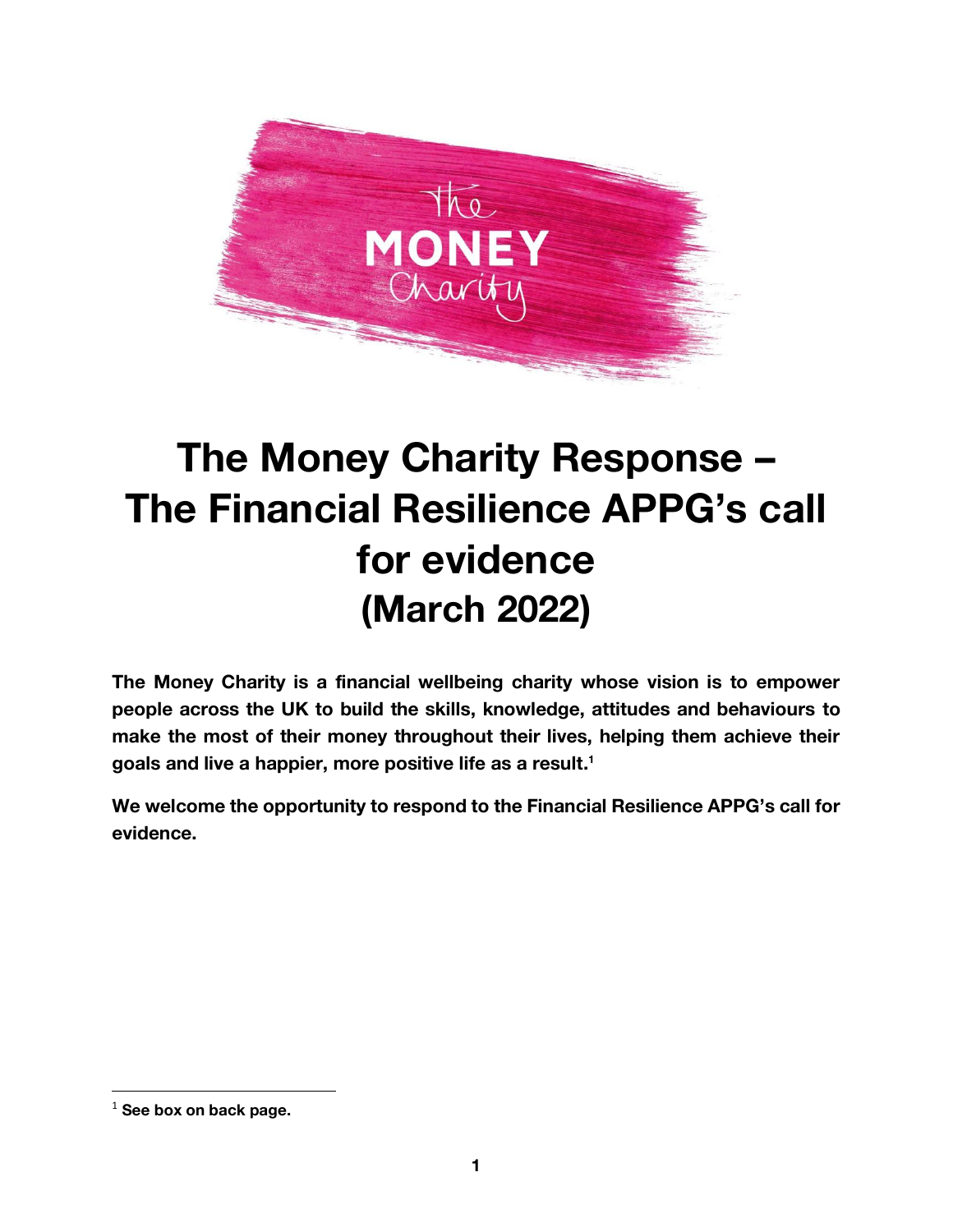# The Money Charity Response – The Financial Resilience APPG's call for evidence (March 2022)

**The Money Charity is a financial wellbeing charity whose vision is to empower people across the UK to build the skills, knowledge, attitudes and behaviours to make the most of their money throughout their lives, helping them achieve their goals and live a happier, more positive life as a result.[1]**

**We welcome the opportunity to respond to the Financial Resilience APPG's call for evidence.**

---

[1] **See box on back page.**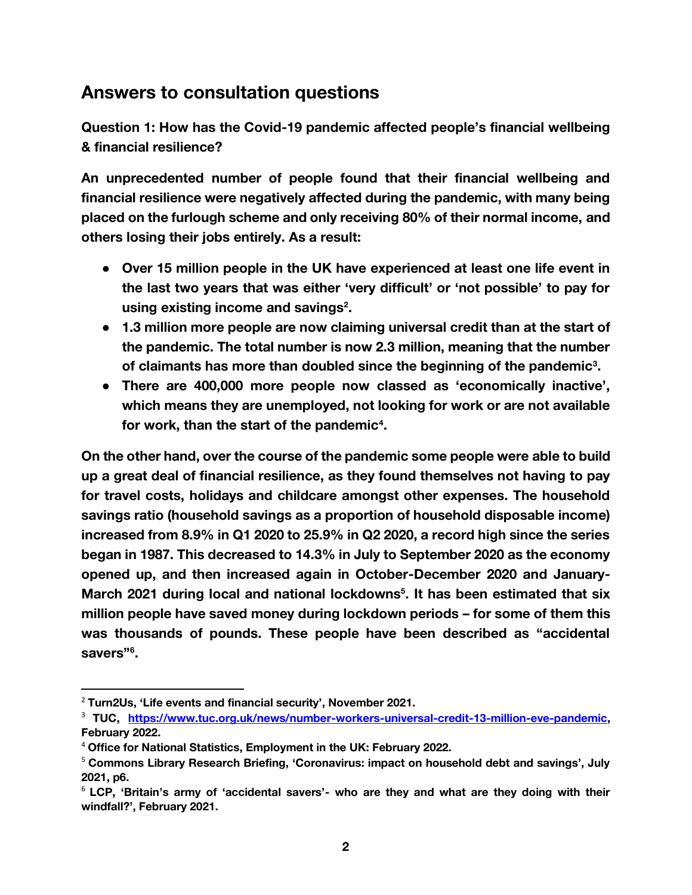## Answers to consultation questions

**Question 1: How has the Covid-19 pandemic affected people's financial wellbeing & financial resilience?**

**An unprecedented number of people found that their financial wellbeing and financial resilience were negatively affected during the pandemic, with many being placed on the furlough scheme and only receiving 80% of their normal income, and others losing their jobs entirely. As a result:**

- **Over 15 million people in the UK have experienced at least one life event in the last two years that was either 'very difficult' or 'not possible' to pay for using existing income and savings[2].**
- **1.3 million more people are now claiming universal credit than at the start of the pandemic. The total number is now 2.3 million, meaning that the number of claimants has more than doubled since the beginning of the pandemic[3].**
- **There are 400,000 more people now classed as 'economically inactive', which means they are unemployed, not looking for work or are not available for work, than the start of the pandemic[4].**

**On the other hand, over the course of the pandemic some people were able to build up a great deal of financial resilience, as they found themselves not having to pay for travel costs, holidays and childcare amongst other expenses. The household savings ratio (household savings as a proportion of household disposable income) increased from 8.9% in Q1 2020 to 25.9% in Q2 2020, a record high since the series began in 1987. This decreased to 14.3% in July to September 2020 as the economy opened up, and then increased again in October-December 2020 and January-March 2021 during local and national lockdowns[5]. It has been estimated that six million people have saved money during lockdown periods – for some of them this was thousands of pounds. These people have been described as "accidental savers"[6].**

---

[2] **Turn2Us, 'Life events and financial security', November 2021.**

[3] **TUC, https://www.tuc.org.uk/news/number-workers-universal-credit-13-million-eve-pandemic, February 2022.**

[4] **Office for National Statistics, Employment in the UK: February 2022.**

[5] **Commons Library Research Briefing, 'Coronavirus: impact on household debt and savings', July 2021, p6.**

[6] **LCP, 'Britain's army of 'accidental savers'- who are they and what are they doing with their windfall?', February 2021.**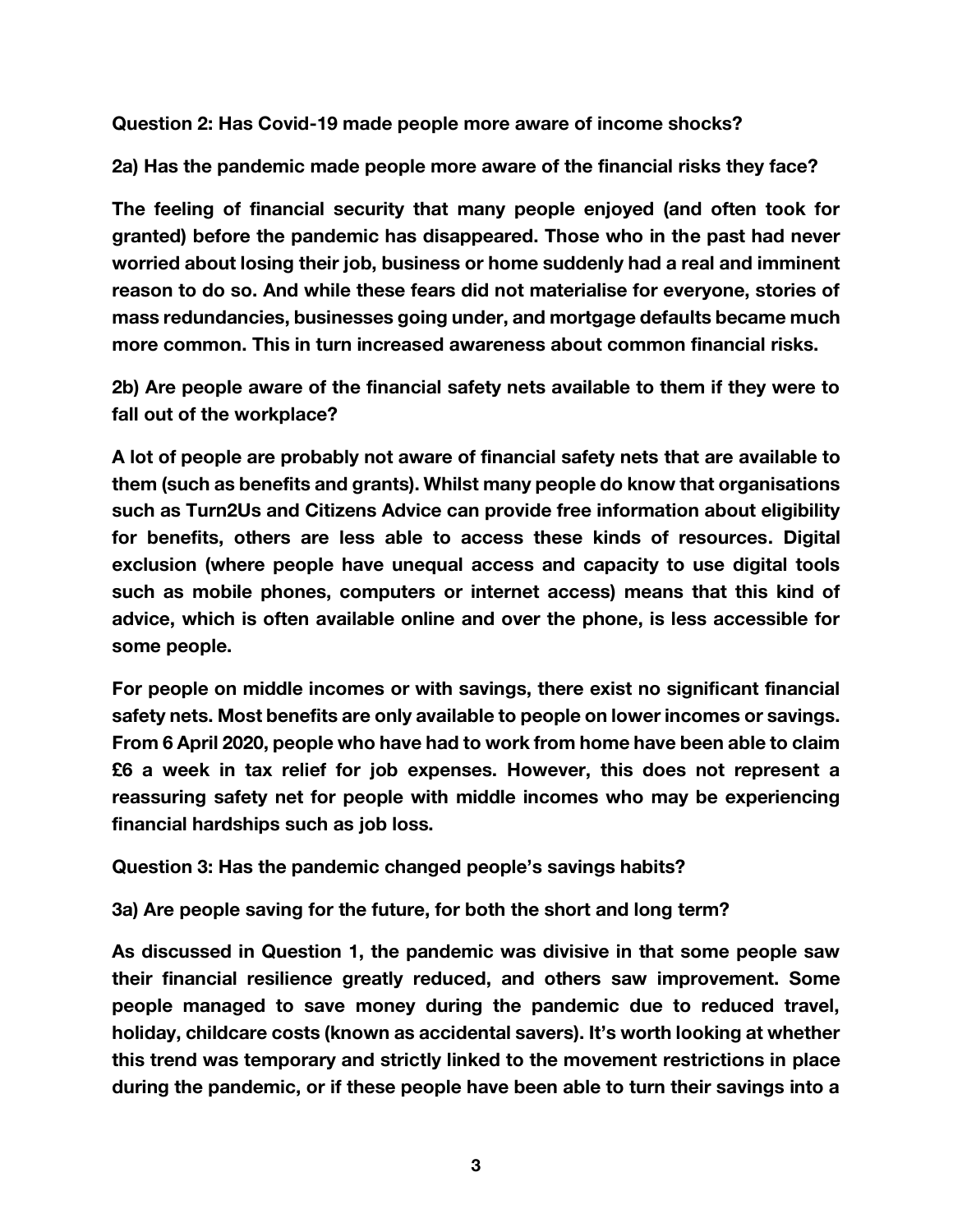**Question 2: Has Covid-19 made people more aware of income shocks?**

**2a) Has the pandemic made people more aware of the financial risks they face?**

**The feeling of financial security that many people enjoyed (and often took for granted) before the pandemic has disappeared. Those who in the past had never worried about losing their job, business or home suddenly had a real and imminent reason to do so. And while these fears did not materialise for everyone, stories of mass redundancies, businesses going under, and mortgage defaults became much more common. This in turn increased awareness about common financial risks.**

**2b) Are people aware of the financial safety nets available to them if they were to fall out of the workplace?**

**A lot of people are probably not aware of financial safety nets that are available to them (such as benefits and grants). Whilst many people do know that organisations such as Turn2Us and Citizens Advice can provide free information about eligibility for benefits, others are less able to access these kinds of resources. Digital exclusion (where people have unequal access and capacity to use digital tools such as mobile phones, computers or internet access) means that this kind of advice, which is often available online and over the phone, is less accessible for some people.**

**For people on middle incomes or with savings, there exist no significant financial safety nets. Most benefits are only available to people on lower incomes or savings. From 6 April 2020, people who have had to work from home have been able to claim £6 a week in tax relief for job expenses. However, this does not represent a reassuring safety net for people with middle incomes who may be experiencing financial hardships such as job loss.**

**Question 3: Has the pandemic changed people's savings habits?**

**3a) Are people saving for the future, for both the short and long term?**

**As discussed in Question 1, the pandemic was divisive in that some people saw their financial resilience greatly reduced, and others saw improvement. Some people managed to save money during the pandemic due to reduced travel, holiday, childcare costs (known as accidental savers). It's worth looking at whether this trend was temporary and strictly linked to the movement restrictions in place during the pandemic, or if these people have been able to turn their savings into a**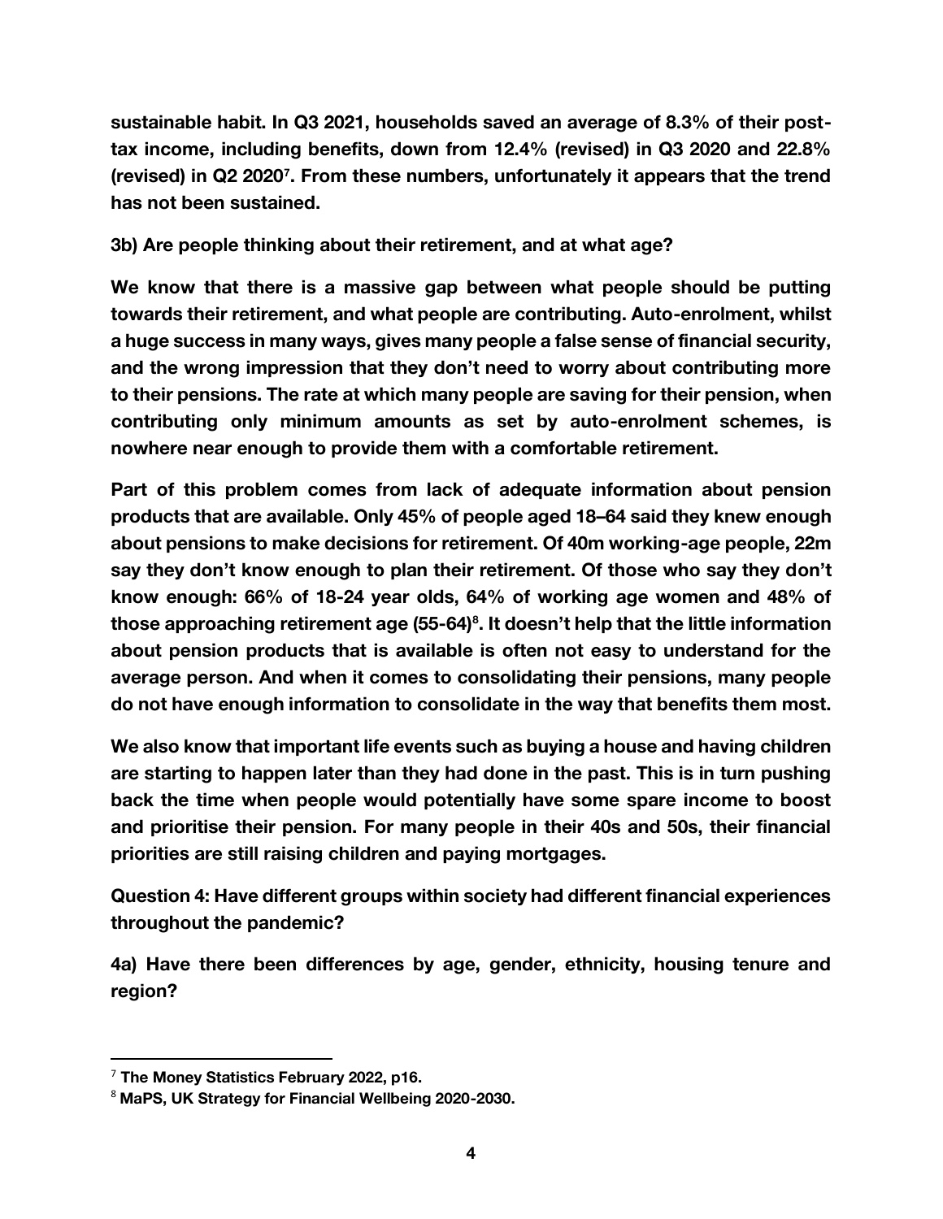**sustainable habit. In Q3 2021, households saved an average of 8.3% of their post-tax income, including benefits, down from 12.4% (revised) in Q3 2020 and 22.8% (revised) in Q2 2020[7]. From these numbers, unfortunately it appears that the trend has not been sustained.**

**3b) Are people thinking about their retirement, and at what age?**

**We know that there is a massive gap between what people should be putting towards their retirement, and what people are contributing. Auto-enrolment, whilst a huge success in many ways, gives many people a false sense of financial security, and the wrong impression that they don't need to worry about contributing more to their pensions. The rate at which many people are saving for their pension, when contributing only minimum amounts as set by auto-enrolment schemes, is nowhere near enough to provide them with a comfortable retirement.**

**Part of this problem comes from lack of adequate information about pension products that are available. Only 45% of people aged 18–64 said they knew enough about pensions to make decisions for retirement. Of 40m working-age people, 22m say they don't know enough to plan their retirement. Of those who say they don't know enough: 66% of 18-24 year olds, 64% of working age women and 48% of those approaching retirement age (55-64)[8]. It doesn't help that the little information about pension products that is available is often not easy to understand for the average person. And when it comes to consolidating their pensions, many people do not have enough information to consolidate in the way that benefits them most.**

**We also know that important life events such as buying a house and having children are starting to happen later than they had done in the past. This is in turn pushing back the time when people would potentially have some spare income to boost and prioritise their pension. For many people in their 40s and 50s, their financial priorities are still raising children and paying mortgages.**

**Question 4: Have different groups within society had different financial experiences throughout the pandemic?**

**4a) Have there been differences by age, gender, ethnicity, housing tenure and region?**

---

[7] **The Money Statistics February 2022, p16.**

[8] **MaPS, UK Strategy for Financial Wellbeing 2020-2030.**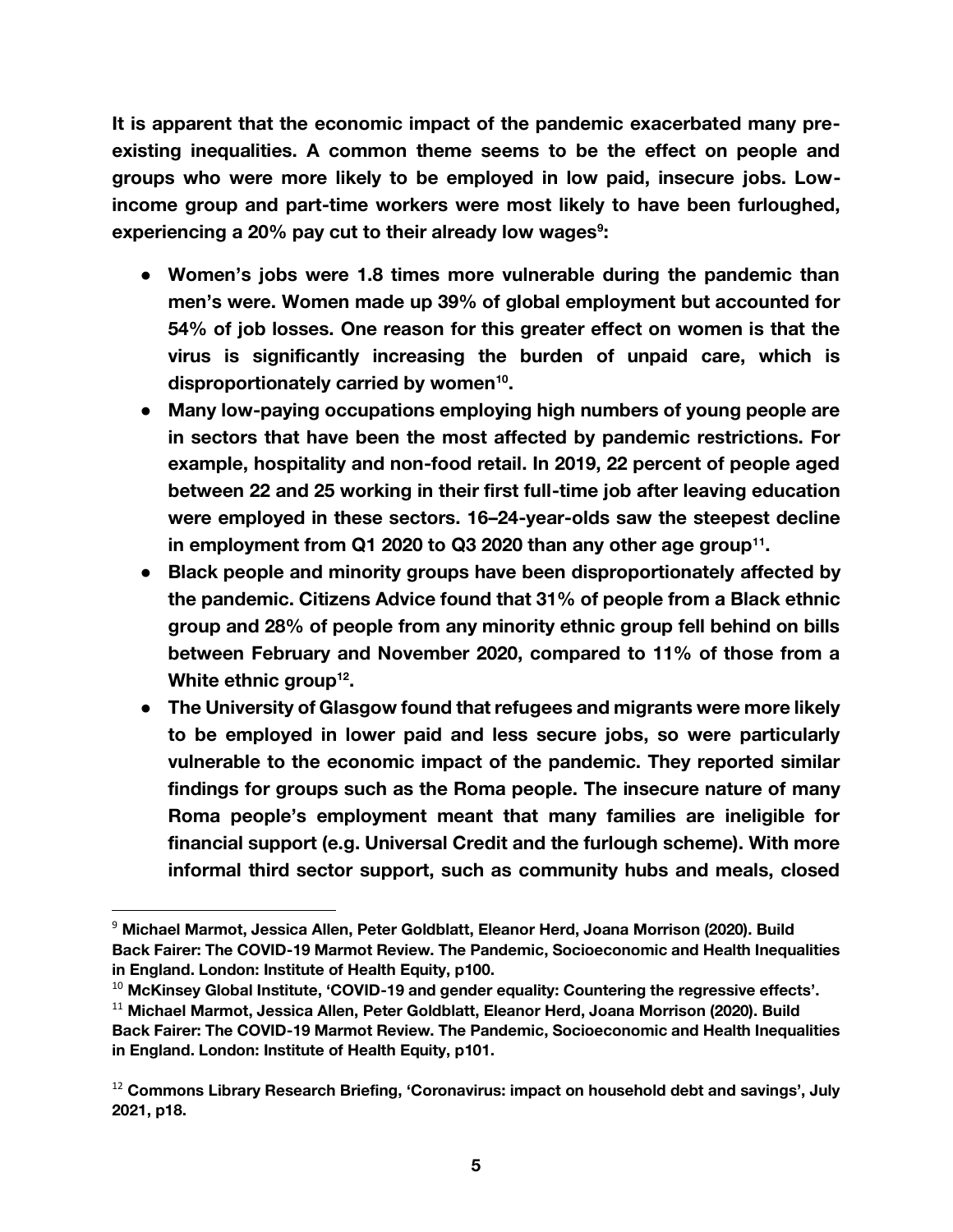**It is apparent that the economic impact of the pandemic exacerbated many pre-existing inequalities. A common theme seems to be the effect on people and groups who were more likely to be employed in low paid, insecure jobs. Low-income group and part-time workers were most likely to have been furloughed, experiencing a 20% pay cut to their already low wages[9]:**

- **Women's jobs were 1.8 times more vulnerable during the pandemic than men's were. Women made up 39% of global employment but accounted for 54% of job losses. One reason for this greater effect on women is that the virus is significantly increasing the burden of unpaid care, which is disproportionately carried by women[10].**
- **Many low-paying occupations employing high numbers of young people are in sectors that have been the most affected by pandemic restrictions. For example, hospitality and non-food retail. In 2019, 22 percent of people aged between 22 and 25 working in their first full-time job after leaving education were employed in these sectors. 16–24-year-olds saw the steepest decline in employment from Q1 2020 to Q3 2020 than any other age group[11].**
- **Black people and minority groups have been disproportionately affected by the pandemic. Citizens Advice found that 31% of people from a Black ethnic group and 28% of people from any minority ethnic group fell behind on bills between February and November 2020, compared to 11% of those from a White ethnic group[12].**
- **The University of Glasgow found that refugees and migrants were more likely to be employed in lower paid and less secure jobs, so were particularly vulnerable to the economic impact of the pandemic. They reported similar findings for groups such as the Roma people. The insecure nature of many Roma people's employment meant that many families are ineligible for financial support (e.g. Universal Credit and the furlough scheme). With more informal third sector support, such as community hubs and meals, closed**

---

[9] **Michael Marmot, Jessica Allen, Peter Goldblatt, Eleanor Herd, Joana Morrison (2020). Build Back Fairer: The COVID-19 Marmot Review. The Pandemic, Socioeconomic and Health Inequalities in England. London: Institute of Health Equity, p100.**

[10] **McKinsey Global Institute, 'COVID-19 and gender equality: Countering the regressive effects'.**

[11] **Michael Marmot, Jessica Allen, Peter Goldblatt, Eleanor Herd, Joana Morrison (2020). Build Back Fairer: The COVID-19 Marmot Review. The Pandemic, Socioeconomic and Health Inequalities in England. London: Institute of Health Equity, p101.**

[12] **Commons Library Research Briefing, 'Coronavirus: impact on household debt and savings', July 2021, p18.**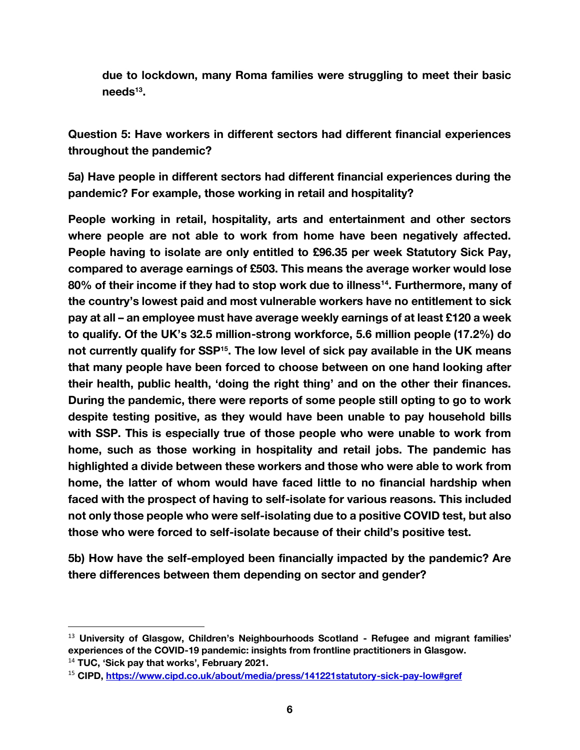**due to lockdown, many Roma families were struggling to meet their basic needs[13].**

**Question 5: Have workers in different sectors had different financial experiences throughout the pandemic?**

**5a) Have people in different sectors had different financial experiences during the pandemic? For example, those working in retail and hospitality?**

**People working in retail, hospitality, arts and entertainment and other sectors where people are not able to work from home have been negatively affected. People having to isolate are only entitled to £96.35 per week Statutory Sick Pay, compared to average earnings of £503. This means the average worker would lose 80% of their income if they had to stop work due to illness[14]. Furthermore, many of the country's lowest paid and most vulnerable workers have no entitlement to sick pay at all – an employee must have average weekly earnings of at least £120 a week to qualify. Of the UK's 32.5 million-strong workforce, 5.6 million people (17.2%) do not currently qualify for SSP[15]. The low level of sick pay available in the UK means that many people have been forced to choose between on one hand looking after their health, public health, 'doing the right thing' and on the other their finances. During the pandemic, there were reports of some people still opting to go to work despite testing positive, as they would have been unable to pay household bills with SSP. This is especially true of those people who were unable to work from home, such as those working in hospitality and retail jobs. The pandemic has highlighted a divide between these workers and those who were able to work from home, the latter of whom would have faced little to no financial hardship when faced with the prospect of having to self-isolate for various reasons. This included not only those people who were self-isolating due to a positive COVID test, but also those who were forced to self-isolate because of their child's positive test.**

**5b) How have the self-employed been financially impacted by the pandemic? Are there differences between them depending on sector and gender?**

---

[13] **University of Glasgow, Children's Neighbourhoods Scotland - Refugee and migrant families' experiences of the COVID-19 pandemic: insights from frontline practitioners in Glasgow.**

[14] **TUC, 'Sick pay that works', February 2021.**

[15] **CIPD, https://www.cipd.co.uk/about/media/press/141221statutory-sick-pay-low#gref**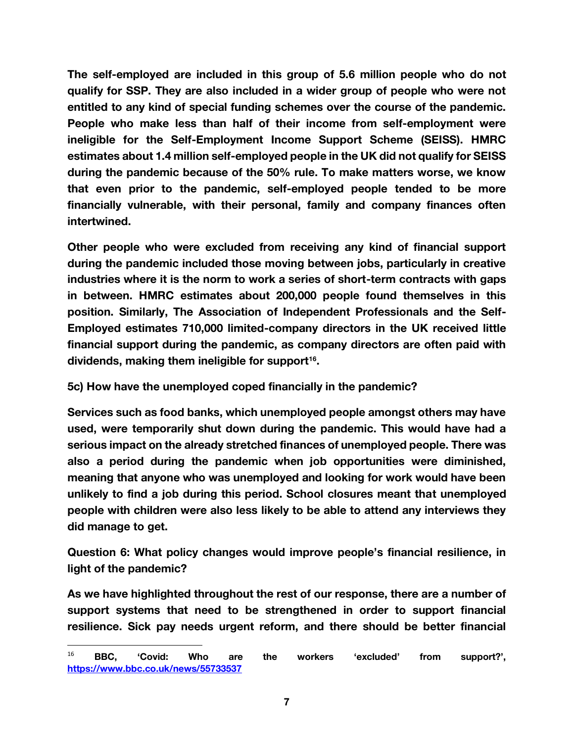**The self-employed are included in this group of 5.6 million people who do not qualify for SSP. They are also included in a wider group of people who were not entitled to any kind of special funding schemes over the course of the pandemic. People who make less than half of their income from self-employment were ineligible for the Self-Employment Income Support Scheme (SEISS). HMRC estimates about 1.4 million self-employed people in the UK did not qualify for SEISS during the pandemic because of the 50% rule. To make matters worse, we know that even prior to the pandemic, self-employed people tended to be more financially vulnerable, with their personal, family and company finances often intertwined.**

**Other people who were excluded from receiving any kind of financial support during the pandemic included those moving between jobs, particularly in creative industries where it is the norm to work a series of short-term contracts with gaps in between. HMRC estimates about 200,000 people found themselves in this position. Similarly, The Association of Independent Professionals and the Self-Employed estimates 710,000 limited-company directors in the UK received little financial support during the pandemic, as company directors are often paid with dividends, making them ineligible for support[16].**

**5c) How have the unemployed coped financially in the pandemic?**

**Services such as food banks, which unemployed people amongst others may have used, were temporarily shut down during the pandemic. This would have had a serious impact on the already stretched finances of unemployed people. There was also a period during the pandemic when job opportunities were diminished, meaning that anyone who was unemployed and looking for work would have been unlikely to find a job during this period. School closures meant that unemployed people with children were also less likely to be able to attend any interviews they did manage to get.**

**Question 6: What policy changes would improve people's financial resilience, in light of the pandemic?**

**As we have highlighted throughout the rest of our response, there are a number of support systems that need to be strengthened in order to support financial resilience. Sick pay needs urgent reform, and there should be better financial**

---

[16] **BBC, 'Covid: Who are the workers 'excluded' from support?', https://www.bbc.co.uk/news/55733537**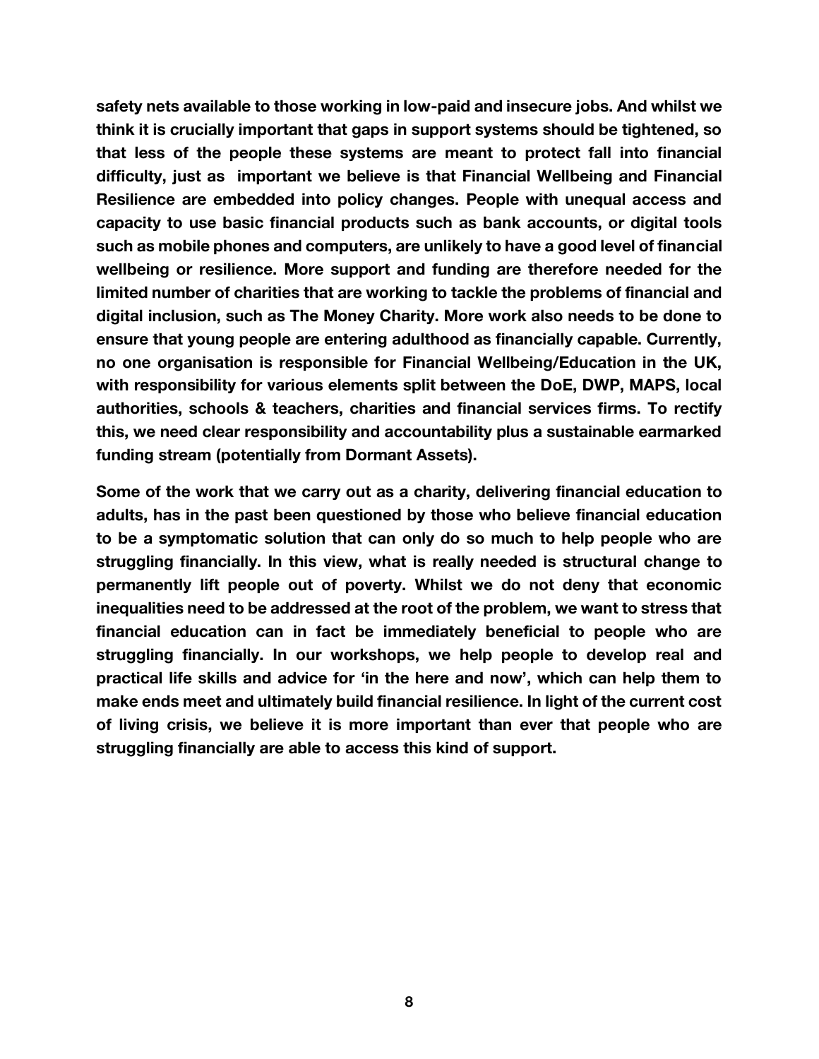**safety nets available to those working in low-paid and insecure jobs. And whilst we think it is crucially important that gaps in support systems should be tightened, so that less of the people these systems are meant to protect fall into financial difficulty, just as important we believe is that Financial Wellbeing and Financial Resilience are embedded into policy changes. People with unequal access and capacity to use basic financial products such as bank accounts, or digital tools such as mobile phones and computers, are unlikely to have a good level of financial wellbeing or resilience. More support and funding are therefore needed for the limited number of charities that are working to tackle the problems of financial and digital inclusion, such as The Money Charity. More work also needs to be done to ensure that young people are entering adulthood as financially capable. Currently, no one organisation is responsible for Financial Wellbeing/Education in the UK, with responsibility for various elements split between the DoE, DWP, MAPS, local authorities, schools & teachers, charities and financial services firms. To rectify this, we need clear responsibility and accountability plus a sustainable earmarked funding stream (potentially from Dormant Assets).**

**Some of the work that we carry out as a charity, delivering financial education to adults, has in the past been questioned by those who believe financial education to be a symptomatic solution that can only do so much to help people who are struggling financially. In this view, what is really needed is structural change to permanently lift people out of poverty. Whilst we do not deny that economic inequalities need to be addressed at the root of the problem, we want to stress that financial education can in fact be immediately beneficial to people who are struggling financially. In our workshops, we help people to develop real and practical life skills and advice for 'in the here and now', which can help them to make ends meet and ultimately build financial resilience. In light of the current cost of living crisis, we believe it is more important than ever that people who are struggling financially are able to access this kind of support.**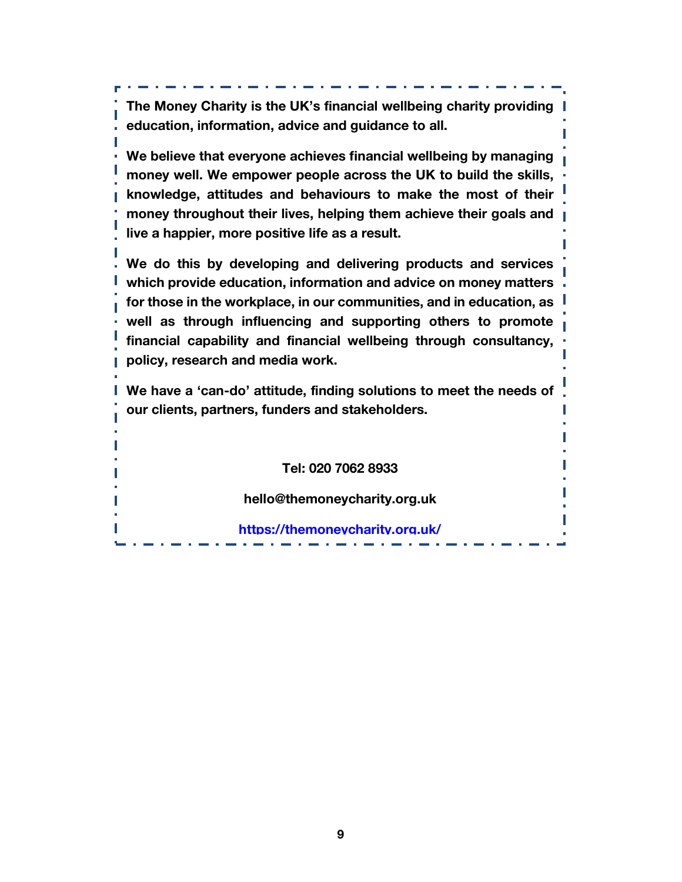**The Money Charity is the UK's financial wellbeing charity providing education, information, advice and guidance to all.**

**We believe that everyone achieves financial wellbeing by managing money well. We empower people across the UK to build the skills, knowledge, attitudes and behaviours to make the most of their money throughout their lives, helping them achieve their goals and live a happier, more positive life as a result.**

**We do this by developing and delivering products and services which provide education, information and advice on money matters for those in the workplace, in our communities, and in education, as well as through influencing and supporting others to promote financial capability and financial wellbeing through consultancy, policy, research and media work.**

**We have a 'can-do' attitude, finding solutions to meet the needs of our clients, partners, funders and stakeholders.**

**Tel: 020 7062 8933**

**hello@themoneycharity.org.uk**

**https://themoneycharity.org.uk/**